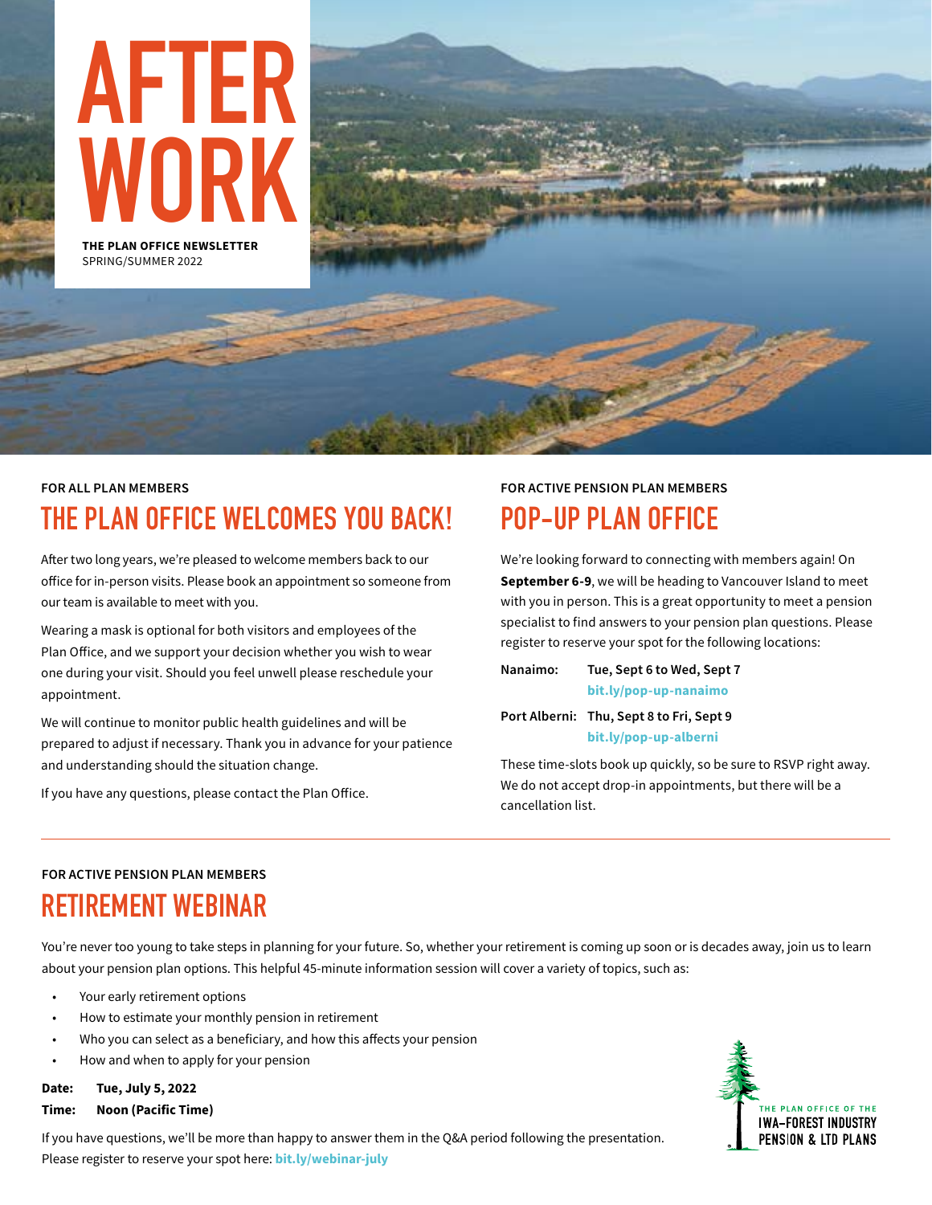# AFTER WORK

**THE PLAN OFFICE NEWSLETTER**
SPRING/SUMMER 2022

FOR ALL PLAN MEMBERS

## THE PLAN OFFICE WELCOMES YOU BACK!

After two long years, we're pleased to welcome members back to our office for in-person visits. Please book an appointment so someone from our team is available to meet with you.

Wearing a mask is optional for both visitors and employees of the Plan Office, and we support your decision whether you wish to wear one during your visit. Should you feel unwell please reschedule your appointment.

We will continue to monitor public health guidelines and will be prepared to adjust if necessary. Thank you in advance for your patience and understanding should the situation change.

If you have any questions, please contact the Plan Office.

FOR ACTIVE PENSION PLAN MEMBERS

## POP-UP PLAN OFFICE

We're looking forward to connecting with members again! On **September 6-9**, we will be heading to Vancouver Island to meet with you in person. This is a great opportunity to meet a pension specialist to find answers to your pension plan questions. Please register to reserve your spot for the following locations:

**Nanaimo:** **Tue, Sept 6 to Wed, Sept 7**
**bit.ly/pop-up-nanaimo**

**Port Alberni:** **Thu, Sept 8 to Fri, Sept 9**
**bit.ly/pop-up-alberni**

These time-slots book up quickly, so be sure to RSVP right away. We do not accept drop-in appointments, but there will be a cancellation list.

FOR ACTIVE PENSION PLAN MEMBERS

## RETIREMENT WEBINAR

You're never too young to take steps in planning for your future. So, whether your retirement is coming up soon or is decades away, join us to learn about your pension plan options. This helpful 45-minute information session will cover a variety of topics, such as:

- Your early retirement options
- How to estimate your monthly pension in retirement
- Who you can select as a beneficiary, and how this affects your pension
- How and when to apply for your pension

**Date:** **Tue, July 5, 2022**
**Time:** **Noon (Pacific Time)**

If you have questions, we'll be more than happy to answer them in the Q&A period following the presentation. Please register to reserve your spot here: **bit.ly/webinar-july**

THE PLAN OFFICE OF THE
IWA–FOREST INDUSTRY
PENSION & LTD PLANS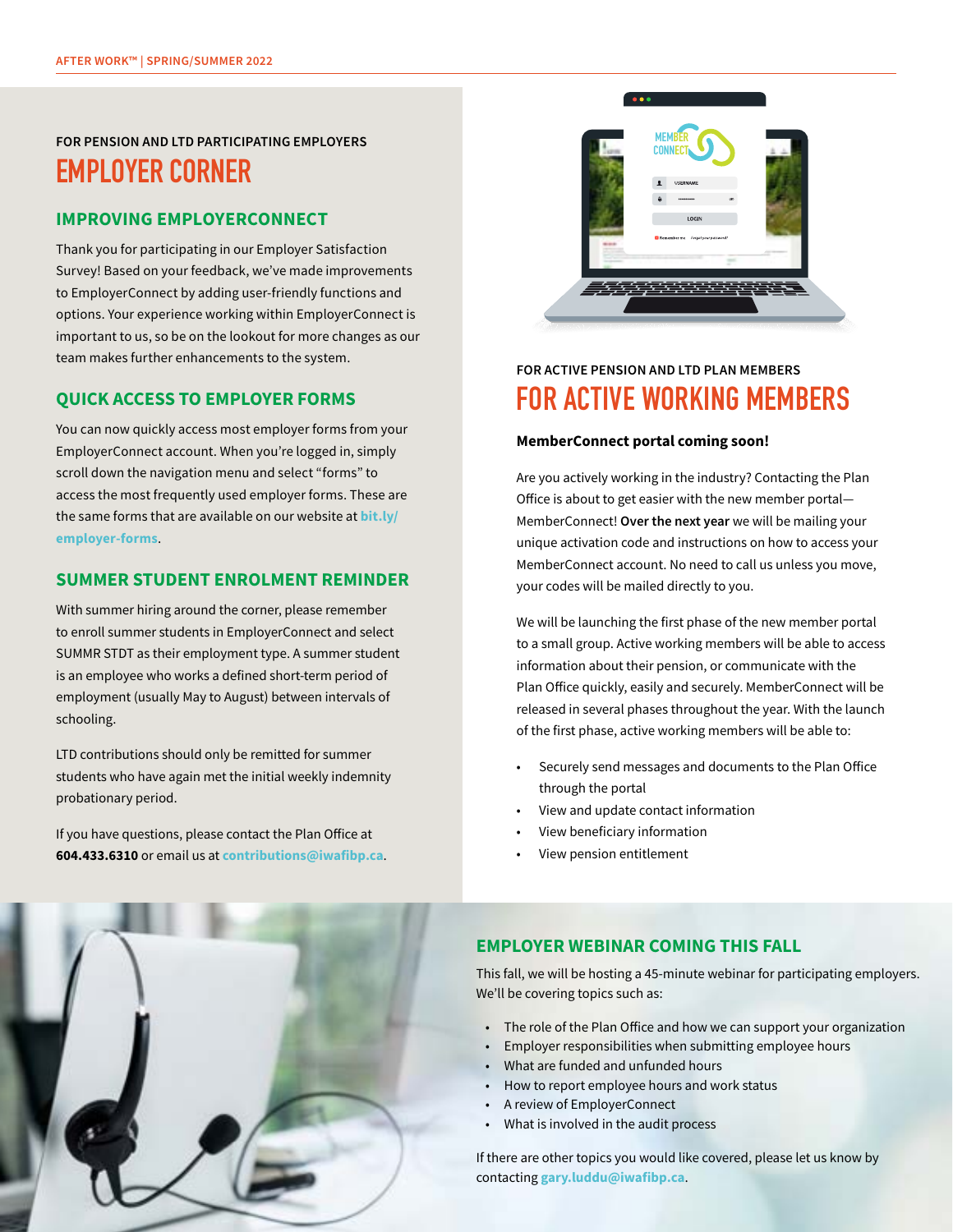FOR PENSION AND LTD PARTICIPATING EMPLOYERS

# EMPLOYER CORNER

## IMPROVING EMPLOYERCONNECT

Thank you for participating in our Employer Satisfaction Survey! Based on your feedback, we've made improvements to EmployerConnect by adding user-friendly functions and options. Your experience working within EmployerConnect is important to us, so be on the lookout for more changes as our team makes further enhancements to the system.

## QUICK ACCESS TO EMPLOYER FORMS

You can now quickly access most employer forms from your EmployerConnect account. When you're logged in, simply scroll down the navigation menu and select "forms" to access the most frequently used employer forms. These are the same forms that are available on our website at **bit.ly/employer-forms**.

## SUMMER STUDENT ENROLMENT REMINDER

With summer hiring around the corner, please remember to enroll summer students in EmployerConnect and select SUMMR STDT as their employment type. A summer student is an employee who works a defined short-term period of employment (usually May to August) between intervals of schooling.

LTD contributions should only be remitted for summer students who have again met the initial weekly indemnity probationary period.

If you have questions, please contact the Plan Office at **604.433.6310** or email us at **contributions@iwafibp.ca**.

FOR ACTIVE PENSION AND LTD PLAN MEMBERS

# FOR ACTIVE WORKING MEMBERS

**MemberConnect portal coming soon!**

Are you actively working in the industry? Contacting the Plan Office is about to get easier with the new member portal—MemberConnect! **Over the next year** we will be mailing your unique activation code and instructions on how to access your MemberConnect account. No need to call us unless you move, your codes will be mailed directly to you.

We will be launching the first phase of the new member portal to a small group. Active working members will be able to access information about their pension, or communicate with the Plan Office quickly, easily and securely. MemberConnect will be released in several phases throughout the year. With the launch of the first phase, active working members will be able to:

- Securely send messages and documents to the Plan Office through the portal
- View and update contact information
- View beneficiary information
- View pension entitlement

## EMPLOYER WEBINAR COMING THIS FALL

This fall, we will be hosting a 45-minute webinar for participating employers. We'll be covering topics such as:

- The role of the Plan Office and how we can support your organization
- Employer responsibilities when submitting employee hours
- What are funded and unfunded hours
- How to report employee hours and work status
- A review of EmployerConnect
- What is involved in the audit process

If there are other topics you would like covered, please let us know by contacting **gary.luddu@iwafibp.ca**.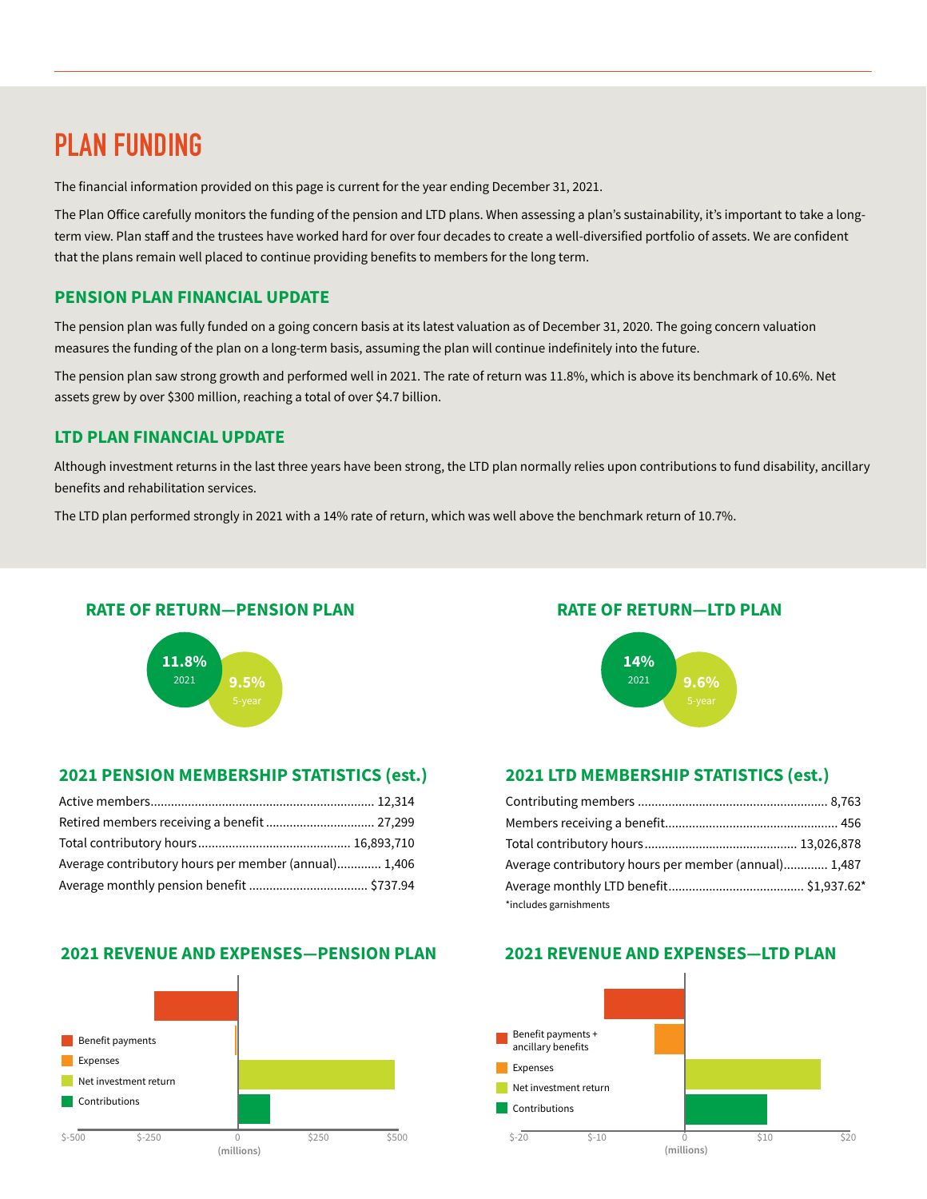# PLAN FUNDING

The financial information provided on this page is current for the year ending December 31, 2021.

The Plan Office carefully monitors the funding of the pension and LTD plans. When assessing a plan's sustainability, it's important to take a long-term view. Plan staff and the trustees have worked hard for over four decades to create a well-diversified portfolio of assets. We are confident that the plans remain well placed to continue providing benefits to members for the long term.

## PENSION PLAN FINANCIAL UPDATE

The pension plan was fully funded on a going concern basis at its latest valuation as of December 31, 2020. The going concern valuation measures the funding of the plan on a long-term basis, assuming the plan will continue indefinitely into the future.

The pension plan saw strong growth and performed well in 2021. The rate of return was 11.8%, which is above its benchmark of 10.6%. Net assets grew by over $300 million, reaching a total of over $4.7 billion.

## LTD PLAN FINANCIAL UPDATE

Although investment returns in the last three years have been strong, the LTD plan normally relies upon contributions to fund disability, ancillary benefits and rehabilitation services.

The LTD plan performed strongly in 2021 with a 14% rate of return, which was well above the benchmark return of 10.7%.

### RATE OF RETURN—PENSION PLAN

**11.8%** 2021

**9.5%** 5-year

### 2021 PENSION MEMBERSHIP STATISTICS (est.)

| | |
|---|---|
| Active members | 12,314 |
| Retired members receiving a benefit | 27,299 |
| Total contributory hours | 16,893,710 |
| Average contributory hours per member (annual) | 1,406 |
| Average monthly pension benefit | $737.94 |

### 2021 REVENUE AND EXPENSES—PENSION PLAN

- Benefit payments
- Expenses
- Net investment return
- Contributions

$-500 $-250 0 $250 $500 (millions)

### RATE OF RETURN—LTD PLAN

**14%** 2021

**9.6%** 5-year

### 2021 LTD MEMBERSHIP STATISTICS (est.)

| | |
|---|---|
| Contributing members | 8,763 |
| Members receiving a benefit | 456 |
| Total contributory hours | 13,026,878 |
| Average contributory hours per member (annual) | 1,487 |
| Average monthly LTD benefit | $1,937.62* |

*includes garnishments

### 2021 REVENUE AND EXPENSES—LTD PLAN

- Benefit payments + ancillary benefits
- Expenses
- Net investment return
- Contributions

$-20 $-10 0 $10 $20 (millions)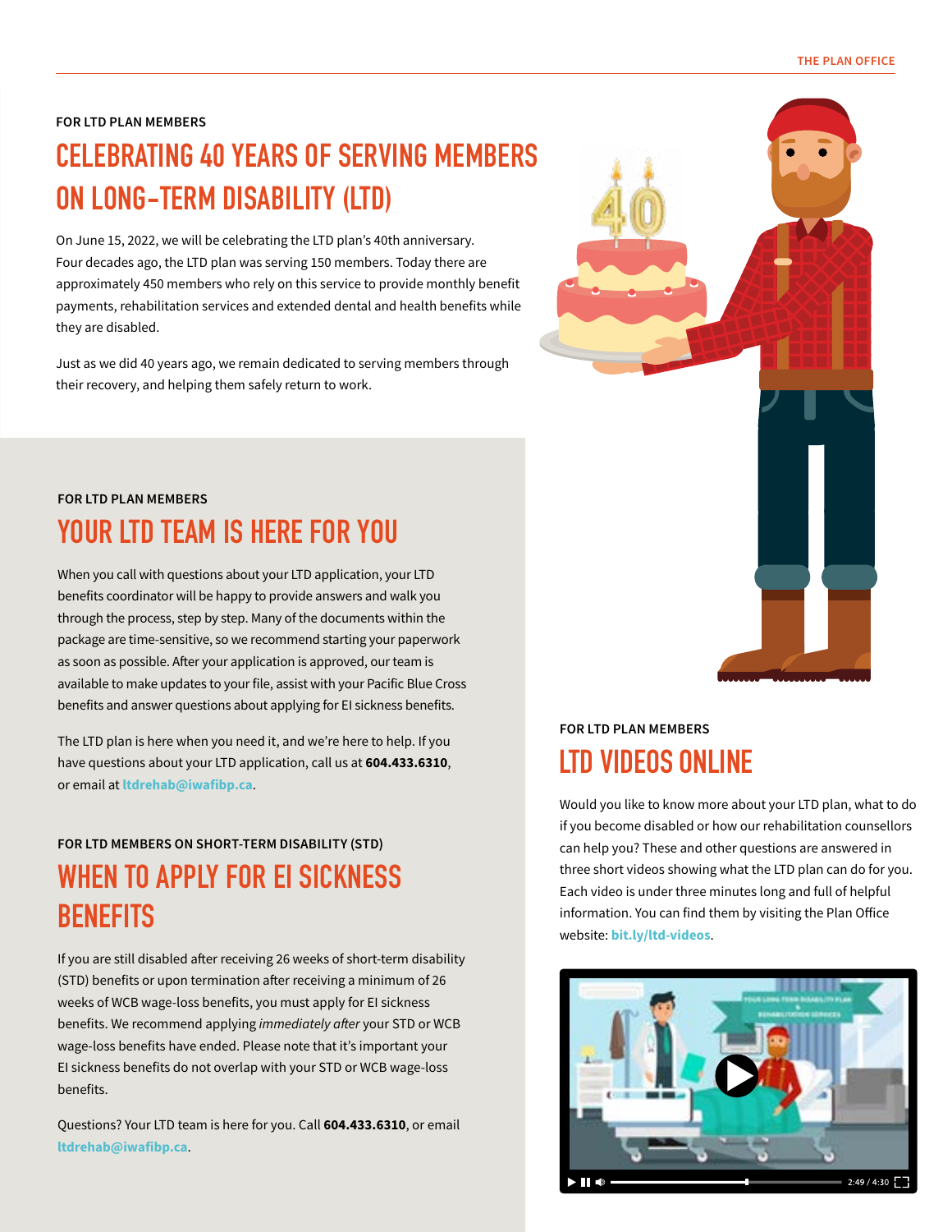FOR LTD PLAN MEMBERS

# CELEBRATING 40 YEARS OF SERVING MEMBERS ON LONG-TERM DISABILITY (LTD)

On June 15, 2022, we will be celebrating the LTD plan's 40th anniversary. Four decades ago, the LTD plan was serving 150 members. Today there are approximately 450 members who rely on this service to provide monthly benefit payments, rehabilitation services and extended dental and health benefits while they are disabled.

Just as we did 40 years ago, we remain dedicated to serving members through their recovery, and helping them safely return to work.

FOR LTD PLAN MEMBERS

# YOUR LTD TEAM IS HERE FOR YOU

When you call with questions about your LTD application, your LTD benefits coordinator will be happy to provide answers and walk you through the process, step by step. Many of the documents within the package are time-sensitive, so we recommend starting your paperwork as soon as possible. After your application is approved, our team is available to make updates to your file, assist with your Pacific Blue Cross benefits and answer questions about applying for EI sickness benefits.

The LTD plan is here when you need it, and we're here to help. If you have questions about your LTD application, call us at **604.433.6310**, or email at **ltdrehab@iwafibp.ca**.

FOR LTD MEMBERS ON SHORT-TERM DISABILITY (STD)

# WHEN TO APPLY FOR EI SICKNESS BENEFITS

If you are still disabled after receiving 26 weeks of short-term disability (STD) benefits or upon termination after receiving a minimum of 26 weeks of WCB wage-loss benefits, you must apply for EI sickness benefits. We recommend applying *immediately after* your STD or WCB wage-loss benefits have ended. Please note that it's important your EI sickness benefits do not overlap with your STD or WCB wage-loss benefits.

Questions? Your LTD team is here for you. Call **604.433.6310**, or email **ltdrehab@iwafibp.ca**.

FOR LTD PLAN MEMBERS

# LTD VIDEOS ONLINE

Would you like to know more about your LTD plan, what to do if you become disabled or how our rehabilitation counsellors can help you? These and other questions are answered in three short videos showing what the LTD plan can do for you. Each video is under three minutes long and full of helpful information. You can find them by visiting the Plan Office website: **bit.ly/ltd-videos**.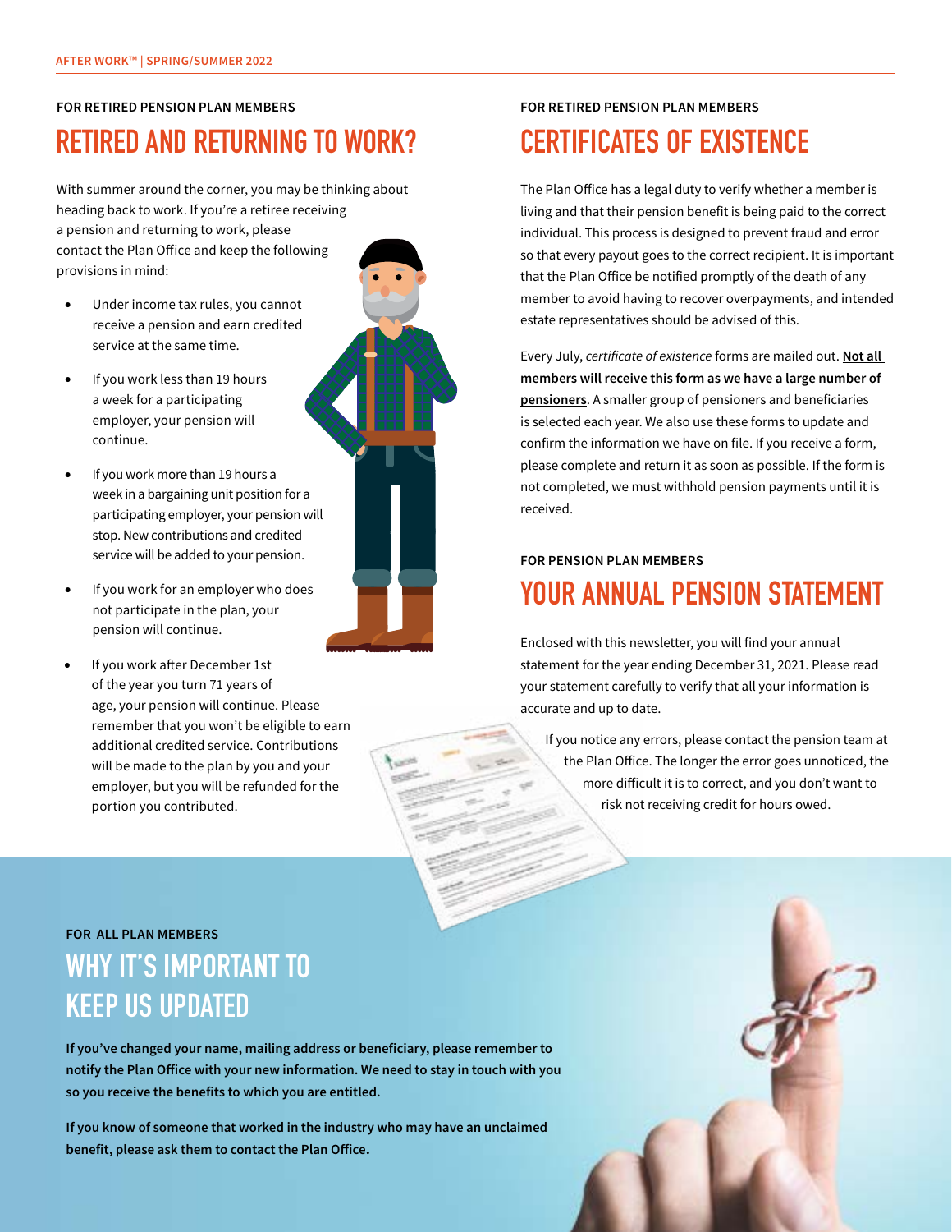FOR RETIRED PENSION PLAN MEMBERS

## RETIRED AND RETURNING TO WORK?

With summer around the corner, you may be thinking about heading back to work. If you're a retiree receiving a pension and returning to work, please contact the Plan Office and keep the following provisions in mind:

- Under income tax rules, you cannot receive a pension and earn credited service at the same time.
- If you work less than 19 hours a week for a participating employer, your pension will continue.
- If you work more than 19 hours a week in a bargaining unit position for a participating employer, your pension will stop. New contributions and credited service will be added to your pension.
- If you work for an employer who does not participate in the plan, your pension will continue.
- If you work after December 1st of the year you turn 71 years of age, your pension will continue. Please remember that you won't be eligible to earn additional credited service. Contributions will be made to the plan by you and your employer, but you will be refunded for the portion you contributed.

FOR RETIRED PENSION PLAN MEMBERS

## CERTIFICATES OF EXISTENCE

The Plan Office has a legal duty to verify whether a member is living and that their pension benefit is being paid to the correct individual. This process is designed to prevent fraud and error so that every payout goes to the correct recipient. It is important that the Plan Office be notified promptly of the death of any member to avoid having to recover overpayments, and intended estate representatives should be advised of this.

Every July, *certificate of existence* forms are mailed out. **Not all members will receive this form as we have a large number of pensioners**. A smaller group of pensioners and beneficiaries is selected each year. We also use these forms to update and confirm the information we have on file. If you receive a form, please complete and return it as soon as possible. If the form is not completed, we must withhold pension payments until it is received.

FOR PENSION PLAN MEMBERS

## YOUR ANNUAL PENSION STATEMENT

Enclosed with this newsletter, you will find your annual statement for the year ending December 31, 2021. Please read your statement carefully to verify that all your information is accurate and up to date.

If you notice any errors, please contact the pension team at the Plan Office. The longer the error goes unnoticed, the more difficult it is to correct, and you don't want to risk not receiving credit for hours owed.

FOR ALL PLAN MEMBERS

## WHY IT'S IMPORTANT TO KEEP US UPDATED

**If you've changed your name, mailing address or beneficiary, please remember to notify the Plan Office with your new information. We need to stay in touch with you so you receive the benefits to which you are entitled.**

**If you know of someone that worked in the industry who may have an unclaimed benefit, please ask them to contact the Plan Office.**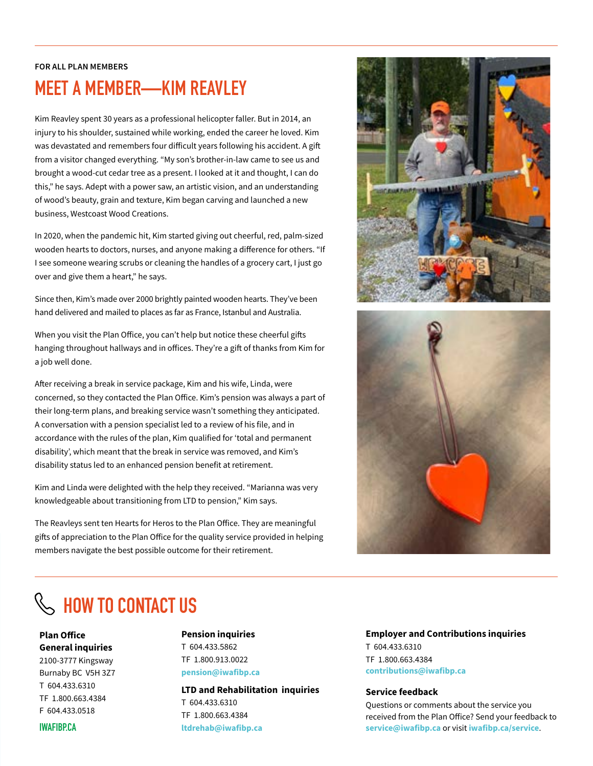FOR ALL PLAN MEMBERS

# MEET A MEMBER—KIM REAVLEY

Kim Reavley spent 30 years as a professional helicopter faller. But in 2014, an injury to his shoulder, sustained while working, ended the career he loved. Kim was devastated and remembers four difficult years following his accident. A gift from a visitor changed everything. "My son's brother-in-law came to see us and brought a wood-cut cedar tree as a present. I looked at it and thought, I can do this," he says. Adept with a power saw, an artistic vision, and an understanding of wood's beauty, grain and texture, Kim began carving and launched a new business, Westcoast Wood Creations.

In 2020, when the pandemic hit, Kim started giving out cheerful, red, palm-sized wooden hearts to doctors, nurses, and anyone making a difference for others. "If I see someone wearing scrubs or cleaning the handles of a grocery cart, I just go over and give them a heart," he says.

Since then, Kim's made over 2000 brightly painted wooden hearts. They've been hand delivered and mailed to places as far as France, Istanbul and Australia.

When you visit the Plan Office, you can't help but notice these cheerful gifts hanging throughout hallways and in offices. They're a gift of thanks from Kim for a job well done.

After receiving a break in service package, Kim and his wife, Linda, were concerned, so they contacted the Plan Office. Kim's pension was always a part of their long-term plans, and breaking service wasn't something they anticipated. A conversation with a pension specialist led to a review of his file, and in accordance with the rules of the plan, Kim qualified for 'total and permanent disability', which meant that the break in service was removed, and Kim's disability status led to an enhanced pension benefit at retirement.

Kim and Linda were delighted with the help they received. "Marianna was very knowledgeable about transitioning from LTD to pension," Kim says.

The Reavleys sent ten Hearts for Heros to the Plan Office. They are meaningful gifts of appreciation to the Plan Office for the quality service provided in helping members navigate the best possible outcome for their retirement.

# HOW TO CONTACT US

**Plan Office**
**General inquiries**
2100-3777 Kingsway
Burnaby BC V5H 3Z7
T 604.433.6310
TF 1.800.663.4384
F 604.433.0518

IWAFIBP.CA

**Pension inquiries**
T 604.433.5862
TF 1.800.913.0022
pension@iwafibp.ca

**LTD and Rehabilitation inquiries**
T 604.433.6310
TF 1.800.663.4384
ltdrehab@iwafibp.ca

**Employer and Contributions inquiries**
T 604.433.6310
TF 1.800.663.4384
contributions@iwafibp.ca

**Service feedback**
Questions or comments about the service you received from the Plan Office? Send your feedback to service@iwafibp.ca or visit iwafibp.ca/service.